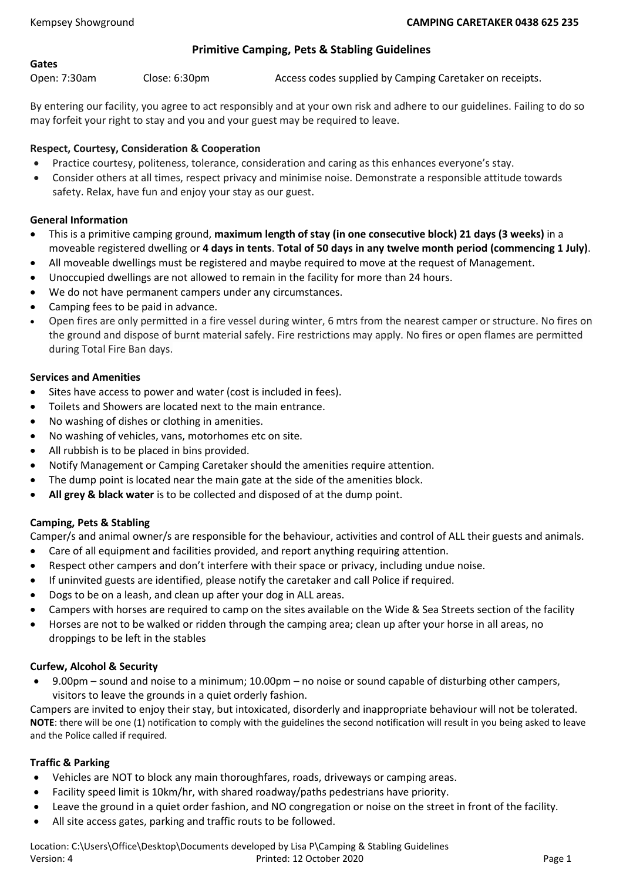Kempsey Showground **CAMPING CARETAKER 0438 625 235**

# Primitive Camping, Pets & Stabling Guidelines

**Gates**

Open: 7:30am Close: 6:30pm Access codes supplied by Camping Caretaker on receipts.

By entering our facility, you agree to act responsibly and at your own risk and adhere to our guidelines. Failing to do so may forfeit your right to stay and you and your guest may be required to leave.

## Respect, Courtesy, Consideration & Cooperation

- Practice courtesy, politeness, tolerance, consideration and caring as this enhances everyone's stay.
- Consider others at all times, respect privacy and minimise noise. Demonstrate a responsible attitude towards safety. Relax, have fun and enjoy your stay as our guest.

## General Information

- This is a primitive camping ground, **maximum length of stay (in one consecutive block) 21 days (3 weeks)** in a moveable registered dwelling or **4 days in tents**. **Total of 50 days in any twelve month period (commencing 1 July)**.
- All moveable dwellings must be registered and maybe required to move at the request of Management.
- Unoccupied dwellings are not allowed to remain in the facility for more than 24 hours.
- We do not have permanent campers under any circumstances.
- Camping fees to be paid in advance.
- Open fires are only permitted in a fire vessel during winter, 6 mtrs from the nearest camper or structure. No fires on the ground and dispose of burnt material safely. Fire restrictions may apply. No fires or open flames are permitted during Total Fire Ban days.

## Services and Amenities

- Sites have access to power and water (cost is included in fees).
- Toilets and Showers are located next to the main entrance.
- No washing of dishes or clothing in amenities.
- No washing of vehicles, vans, motorhomes etc on site.
- All rubbish is to be placed in bins provided.
- Notify Management or Camping Caretaker should the amenities require attention.
- The dump point is located near the main gate at the side of the amenities block.
- **All grey & black water** is to be collected and disposed of at the dump point.

## Camping, Pets & Stabling

Camper/s and animal owner/s are responsible for the behaviour, activities and control of ALL their guests and animals.

- Care of all equipment and facilities provided, and report anything requiring attention.
- Respect other campers and don't interfere with their space or privacy, including undue noise.
- If uninvited guests are identified, please notify the caretaker and call Police if required.
- Dogs to be on a leash, and clean up after your dog in ALL areas.
- Campers with horses are required to camp on the sites available on the Wide & Sea Streets section of the facility
- Horses are not to be walked or ridden through the camping area; clean up after your horse in all areas, no droppings to be left in the stables

## Curfew, Alcohol & Security

- 9.00pm – sound and noise to a minimum; 10.00pm – no noise or sound capable of disturbing other campers, visitors to leave the grounds in a quiet orderly fashion.

Campers are invited to enjoy their stay, but intoxicated, disorderly and inappropriate behaviour will not be tolerated.

**NOTE**: there will be one (1) notification to comply with the guidelines the second notification will result in you being asked to leave and the Police called if required.

## Traffic & Parking

- Vehicles are NOT to block any main thoroughfares, roads, driveways or camping areas.
- Facility speed limit is 10km/hr, with shared roadway/paths pedestrians have priority.
- Leave the ground in a quiet order fashion, and NO congregation or noise on the street in front of the facility.
- All site access gates, parking and traffic routs to be followed.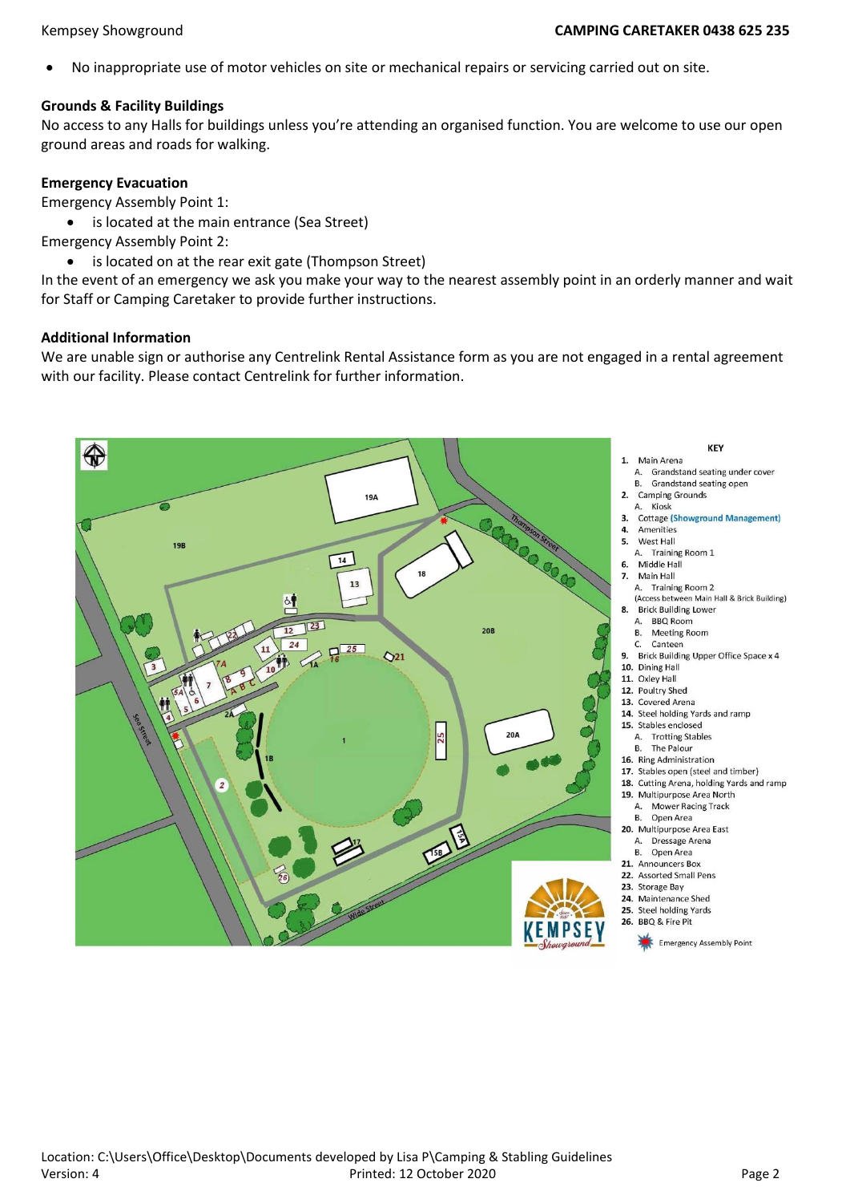- No inappropriate use of motor vehicles on site or mechanical repairs or servicing carried out on site.

**Grounds & Facility Buildings**

No access to any Halls for buildings unless you're attending an organised function. You are welcome to use our open ground areas and roads for walking.

**Emergency Evacuation**

Emergency Assembly Point 1:

- is located at the main entrance (Sea Street)

Emergency Assembly Point 2:

- is located on at the rear exit gate (Thompson Street)

In the event of an emergency we ask you make your way to the nearest assembly point in an orderly manner and wait for Staff or Camping Caretaker to provide further instructions.

**Additional Information**

We are unable sign or authorise any Centrelink Rental Assistance form as you are not engaged in a rental agreement with our facility. Please contact Centrelink for further information.

Thompson Street

Sea Street

Wide Street

KEMPSEY Showground

KEY

1. Main Arena
   A. Grandstand seating under cover
   B. Grandstand seating open
2. Camping Grounds
   A. Kiosk
3. Cottage (Showground Management)
4. Amenities
5. West Hall
   A. Training Room 1
6. Middle Hall
7. Main Hall
   A. Training Room 2
   (Access between Main Hall & Brick Building)
8. Brick Building Lower
   A. BBQ Room
   B. Meeting Room
   C. Canteen
9. Brick Building Upper Office Space x 4
10. Dining Hall
11. Oxley Hall
12. Poultry Shed
13. Covered Arena
14. Steel holding Yards and ramp
15. Stables enclosed
   A. Trotting Stables
   B. The Palour
16. Ring Administration
17. Stables open (steel and timber)
18. Cutting Arena, holding Yards and ramp
19. Multipurpose Area North
   A. Mower Racing Track
   B. Open Area
20. Multipurpose Area East
   A. Dressage Arena
   B. Open Area
21. Announcers Box
22. Assorted Small Pens
23. Storage Bay
24. Maintenance Shed
25. Steel holding Yards
26. BBQ & Fire Pit

Emergency Assembly Point